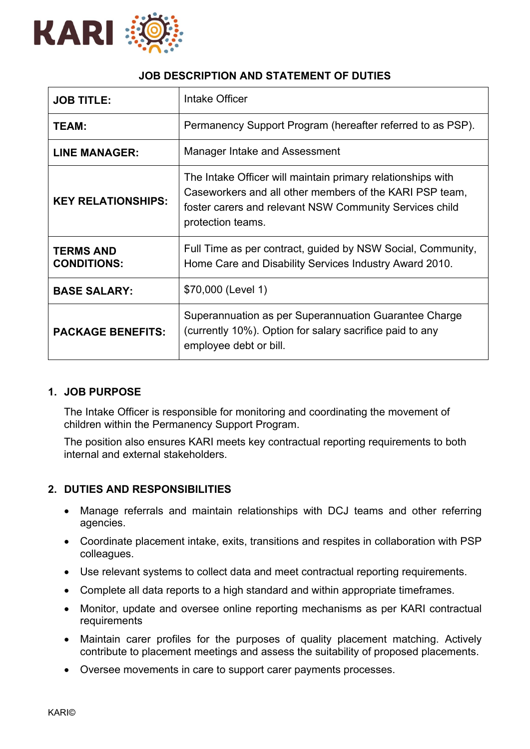KARI

# JOB DESCRIPTION AND STATEMENT OF DUTIES

| | |
|---|---|
| **JOB TITLE:** | Intake Officer |
| **TEAM:** | Permanency Support Program (hereafter referred to as PSP). |
| **LINE MANAGER:** | Manager Intake and Assessment |
| **KEY RELATIONSHIPS:** | The Intake Officer will maintain primary relationships with Caseworkers and all other members of the KARI PSP team, foster carers and relevant NSW Community Services child protection teams. |
| **TERMS AND CONDITIONS:** | Full Time as per contract, guided by NSW Social, Community, Home Care and Disability Services Industry Award 2010. |
| **BASE SALARY:** | $70,000 (Level 1) |
| **PACKAGE BENEFITS:** | Superannuation as per Superannuation Guarantee Charge (currently 10%). Option for salary sacrifice paid to any employee debt or bill. |

## 1. JOB PURPOSE

The Intake Officer is responsible for monitoring and coordinating the movement of children within the Permanency Support Program.

The position also ensures KARI meets key contractual reporting requirements to both internal and external stakeholders.

## 2. DUTIES AND RESPONSIBILITIES

- Manage referrals and maintain relationships with DCJ teams and other referring agencies.
- Coordinate placement intake, exits, transitions and respites in collaboration with PSP colleagues.
- Use relevant systems to collect data and meet contractual reporting requirements.
- Complete all data reports to a high standard and within appropriate timeframes.
- Monitor, update and oversee online reporting mechanisms as per KARI contractual requirements
- Maintain carer profiles for the purposes of quality placement matching. Actively contribute to placement meetings and assess the suitability of proposed placements.
- Oversee movements in care to support carer payments processes.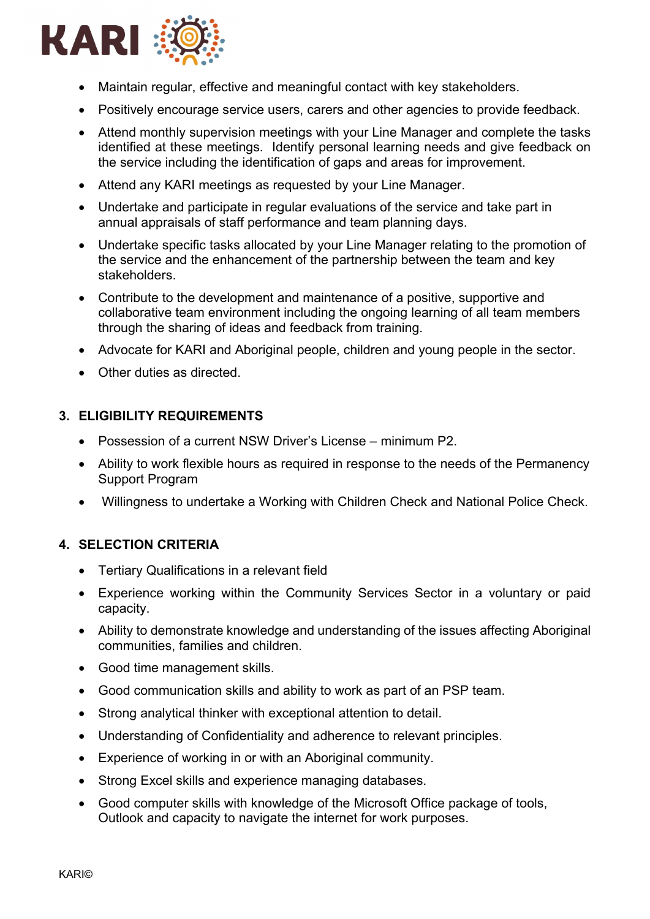- Maintain regular, effective and meaningful contact with key stakeholders.
- Positively encourage service users, carers and other agencies to provide feedback.
- Attend monthly supervision meetings with your Line Manager and complete the tasks identified at these meetings. Identify personal learning needs and give feedback on the service including the identification of gaps and areas for improvement.
- Attend any KARI meetings as requested by your Line Manager.
- Undertake and participate in regular evaluations of the service and take part in annual appraisals of staff performance and team planning days.
- Undertake specific tasks allocated by your Line Manager relating to the promotion of the service and the enhancement of the partnership between the team and key stakeholders.
- Contribute to the development and maintenance of a positive, supportive and collaborative team environment including the ongoing learning of all team members through the sharing of ideas and feedback from training.
- Advocate for KARI and Aboriginal people, children and young people in the sector.
- Other duties as directed.

## 3. ELIGIBILITY REQUIREMENTS

- Possession of a current NSW Driver's License – minimum P2.
- Ability to work flexible hours as required in response to the needs of the Permanency Support Program
- Willingness to undertake a Working with Children Check and National Police Check.

## 4. SELECTION CRITERIA

- Tertiary Qualifications in a relevant field
- Experience working within the Community Services Sector in a voluntary or paid capacity.
- Ability to demonstrate knowledge and understanding of the issues affecting Aboriginal communities, families and children.
- Good time management skills.
- Good communication skills and ability to work as part of an PSP team.
- Strong analytical thinker with exceptional attention to detail.
- Understanding of Confidentiality and adherence to relevant principles.
- Experience of working in or with an Aboriginal community.
- Strong Excel skills and experience managing databases.
- Good computer skills with knowledge of the Microsoft Office package of tools, Outlook and capacity to navigate the internet for work purposes.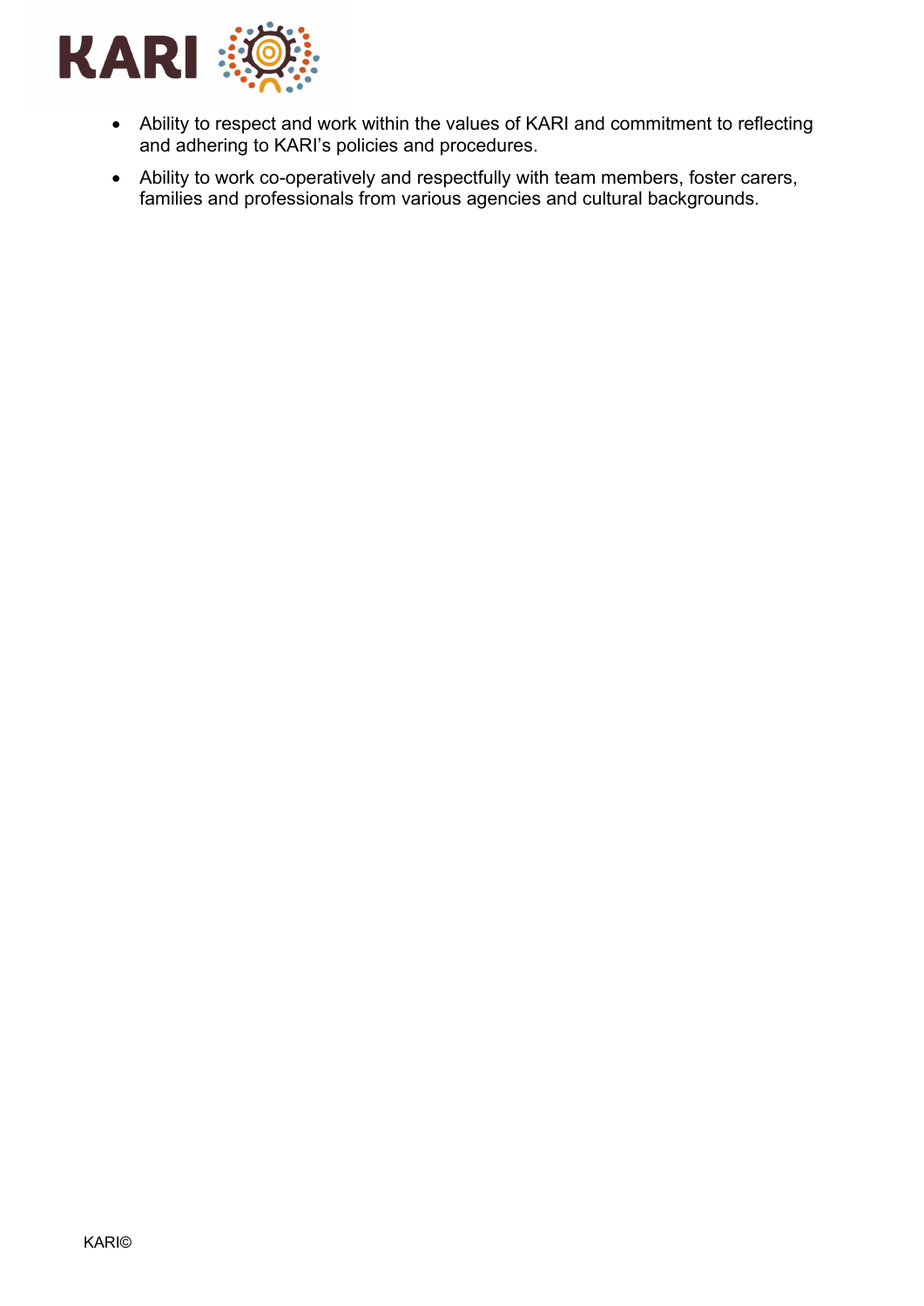- Ability to respect and work within the values of KARI and commitment to reflecting and adhering to KARI's policies and procedures.
- Ability to work co-operatively and respectfully with team members, foster carers, families and professionals from various agencies and cultural backgrounds.